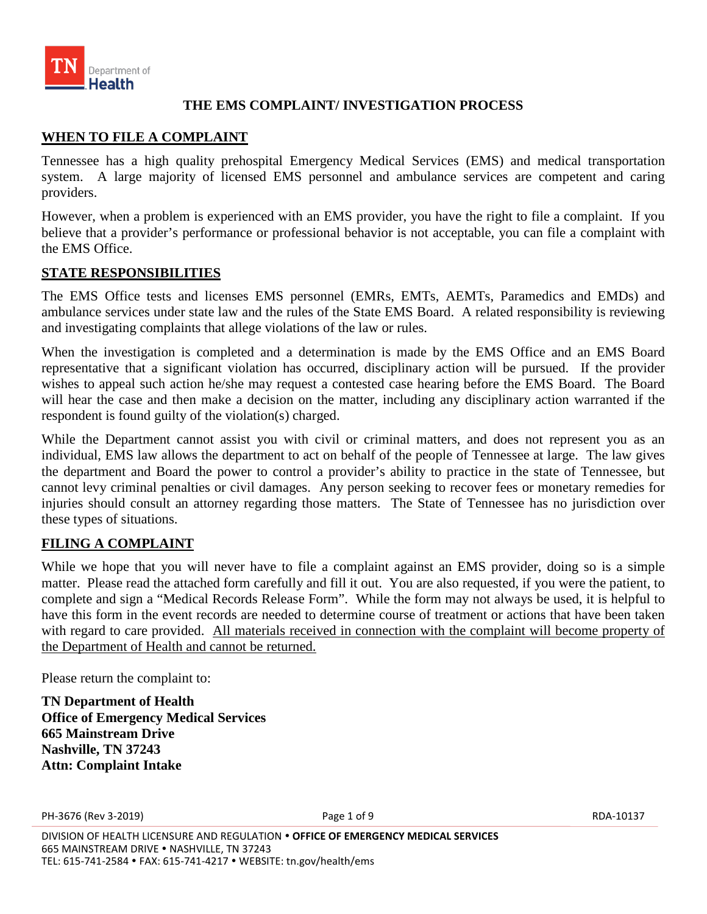# THE EMS COMPLAINT/ INVESTIGATION PROCESS

## WHEN TO FILE A COMPLAINT

Tennessee has a high quality prehospital Emergency Medical Services (EMS) and medical transportation system. A large majority of licensed EMS personnel and ambulance services are competent and caring providers.

However, when a problem is experienced with an EMS provider, you have the right to file a complaint. If you believe that a provider's performance or professional behavior is not acceptable, you can file a complaint with the EMS Office.

## STATE RESPONSIBILITIES

The EMS Office tests and licenses EMS personnel (EMRs, EMTs, AEMTs, Paramedics and EMDs) and ambulance services under state law and the rules of the State EMS Board. A related responsibility is reviewing and investigating complaints that allege violations of the law or rules.

When the investigation is completed and a determination is made by the EMS Office and an EMS Board representative that a significant violation has occurred, disciplinary action will be pursued. If the provider wishes to appeal such action he/she may request a contested case hearing before the EMS Board. The Board will hear the case and then make a decision on the matter, including any disciplinary action warranted if the respondent is found guilty of the violation(s) charged.

While the Department cannot assist you with civil or criminal matters, and does not represent you as an individual, EMS law allows the department to act on behalf of the people of Tennessee at large. The law gives the department and Board the power to control a provider's ability to practice in the state of Tennessee, but cannot levy criminal penalties or civil damages. Any person seeking to recover fees or monetary remedies for injuries should consult an attorney regarding those matters. The State of Tennessee has no jurisdiction over these types of situations.

## FILING A COMPLAINT

While we hope that you will never have to file a complaint against an EMS provider, doing so is a simple matter. Please read the attached form carefully and fill it out. You are also requested, if you were the patient, to complete and sign a "Medical Records Release Form". While the form may not always be used, it is helpful to have this form in the event records are needed to determine course of treatment or actions that have been taken with regard to care provided. <u>All materials received in connection with the complaint will become property of the Department of Health and cannot be returned.</u>

Please return the complaint to:

**TN Department of Health**
**Office of Emergency Medical Services**
**665 Mainstream Drive**
**Nashville, TN 37243**
**Attn: Complaint Intake**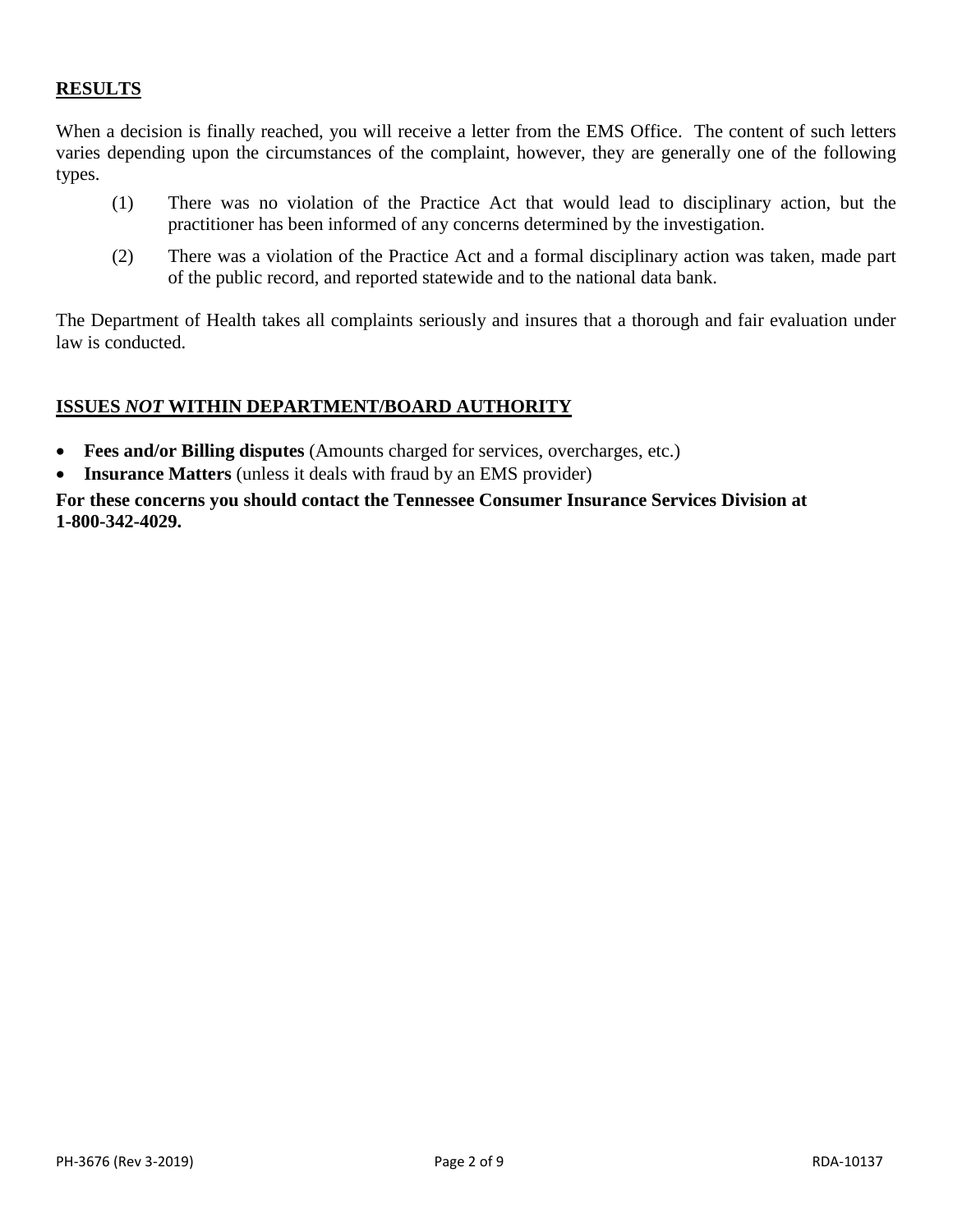## RESULTS

When a decision is finally reached, you will receive a letter from the EMS Office. The content of such letters varies depending upon the circumstances of the complaint, however, they are generally one of the following types.

(1) There was no violation of the Practice Act that would lead to disciplinary action, but the practitioner has been informed of any concerns determined by the investigation.

(2) There was a violation of the Practice Act and a formal disciplinary action was taken, made part of the public record, and reported statewide and to the national data bank.

The Department of Health takes all complaints seriously and insures that a thorough and fair evaluation under law is conducted.

## ISSUES *NOT* WITHIN DEPARTMENT/BOARD AUTHORITY

- **Fees and/or Billing disputes** (Amounts charged for services, overcharges, etc.)
- **Insurance Matters** (unless it deals with fraud by an EMS provider)

**For these concerns you should contact the Tennessee Consumer Insurance Services Division at 1-800-342-4029.**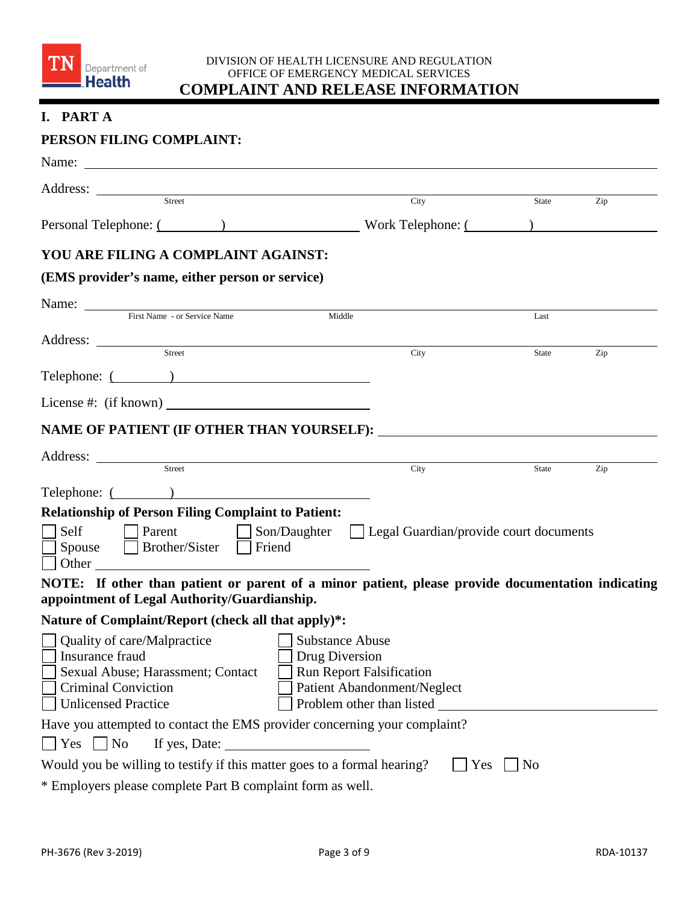DIVISION OF HEALTH LICENSURE AND REGULATION
OFFICE OF EMERGENCY MEDICAL SERVICES

# COMPLAINT AND RELEASE INFORMATION

## I. PART A

### PERSON FILING COMPLAINT:

Name: ______________________________________________

Address: ______________________________________________
Street City State Zip

Personal Telephone: (________) ____________________ Work Telephone: (________) ____________________

### YOU ARE FILING A COMPLAINT AGAINST:

**(EMS provider's name, either person or service)**

Name: ______________________________________________
First Name - or Service Name Middle Last

Address: ______________________________________________
Street City State Zip

Telephone: (________) ____________________

License #: (if known) ____________________

### NAME OF PATIENT (IF OTHER THAN YOURSELF): ____________________

Address: ______________________________________________
Street City State Zip

Telephone: (________) ____________________

**Relationship of Person Filing Complaint to Patient:**

☐ Self ☐ Parent ☐ Son/Daughter ☐ Legal Guardian/provide court documents
☐ Spouse ☐ Brother/Sister ☐ Friend
☐ Other ____________________

**NOTE: If other than patient or parent of a minor patient, please provide documentation indicating appointment of Legal Authority/Guardianship.**

**Nature of Complaint/Report (check all that apply)*:**

☐ Quality of care/Malpractice ☐ Substance Abuse
☐ Insurance fraud ☐ Drug Diversion
☐ Sexual Abuse; Harassment; Contact ☐ Run Report Falsification
☐ Criminal Conviction ☐ Patient Abandonment/Neglect
☐ Unlicensed Practice ☐ Problem other than listed ____________________

Have you attempted to contact the EMS provider concerning your complaint?

☐ Yes ☐ No If yes, Date: ____________________

Would you be willing to testify if this matter goes to a formal hearing? ☐ Yes ☐ No

* Employers please complete Part B complaint form as well.

PH-3676 (Rev 3-2019) RDA-10137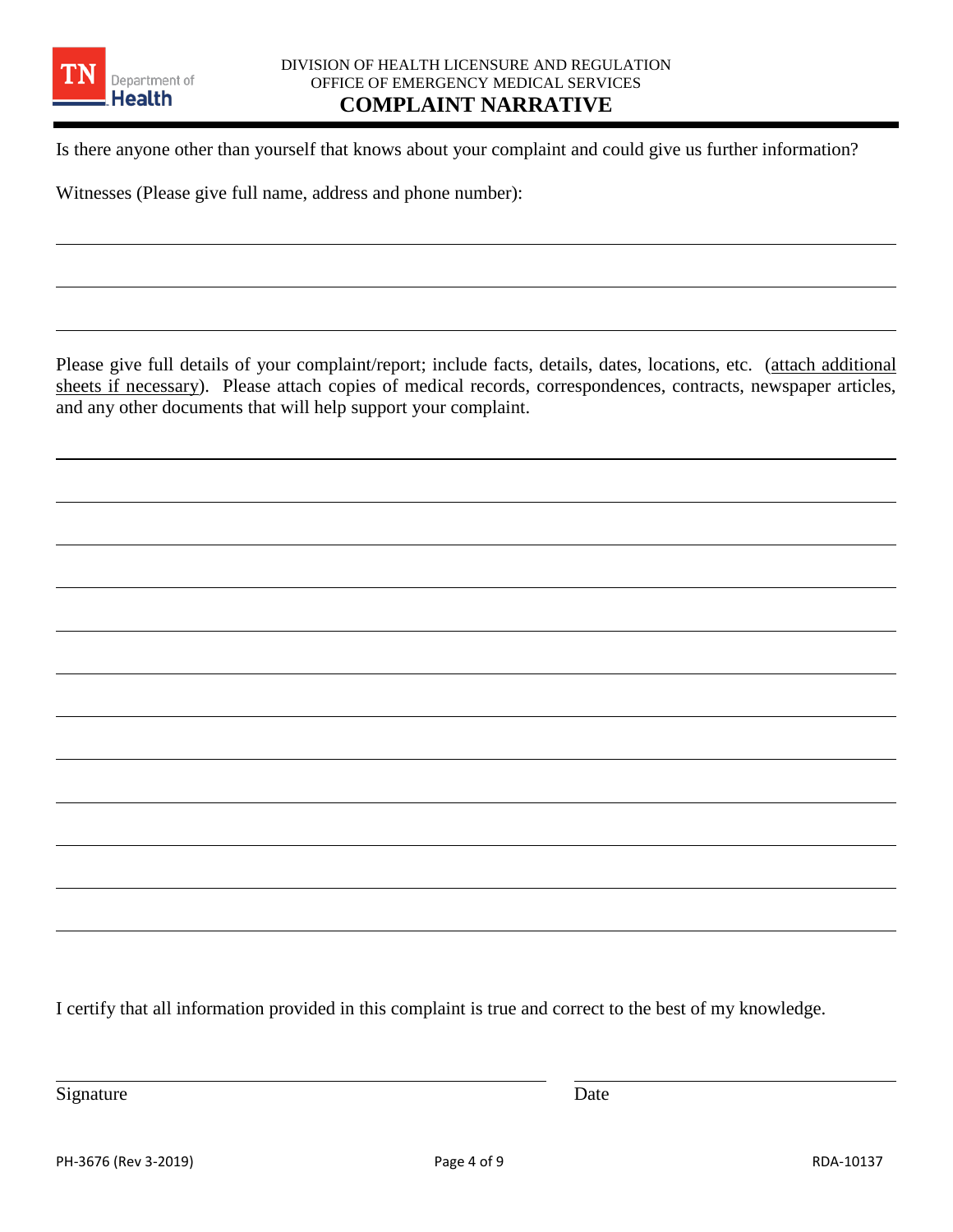DIVISION OF HEALTH LICENSURE AND REGULATION
OFFICE OF EMERGENCY MEDICAL SERVICES

# COMPLAINT NARRATIVE

Is there anyone other than yourself that knows about your complaint and could give us further information?

Witnesses (Please give full name, address and phone number):

_______________________________________________________________________________

_______________________________________________________________________________

_______________________________________________________________________________

Please give full details of your complaint/report; include facts, details, dates, locations, etc. (attach additional sheets if necessary). Please attach copies of medical records, correspondences, contracts, newspaper articles, and any other documents that will help support your complaint.

_______________________________________________________________________________

_______________________________________________________________________________

_______________________________________________________________________________

_______________________________________________________________________________

_______________________________________________________________________________

_______________________________________________________________________________

_______________________________________________________________________________

_______________________________________________________________________________

_______________________________________________________________________________

_______________________________________________________________________________

_______________________________________________________________________________

_______________________________________________________________________________

I certify that all information provided in this complaint is true and correct to the best of my knowledge.

_______________________________________ ___________________________

Signature Date

PH-3676 (Rev 3-2019) RDA-10137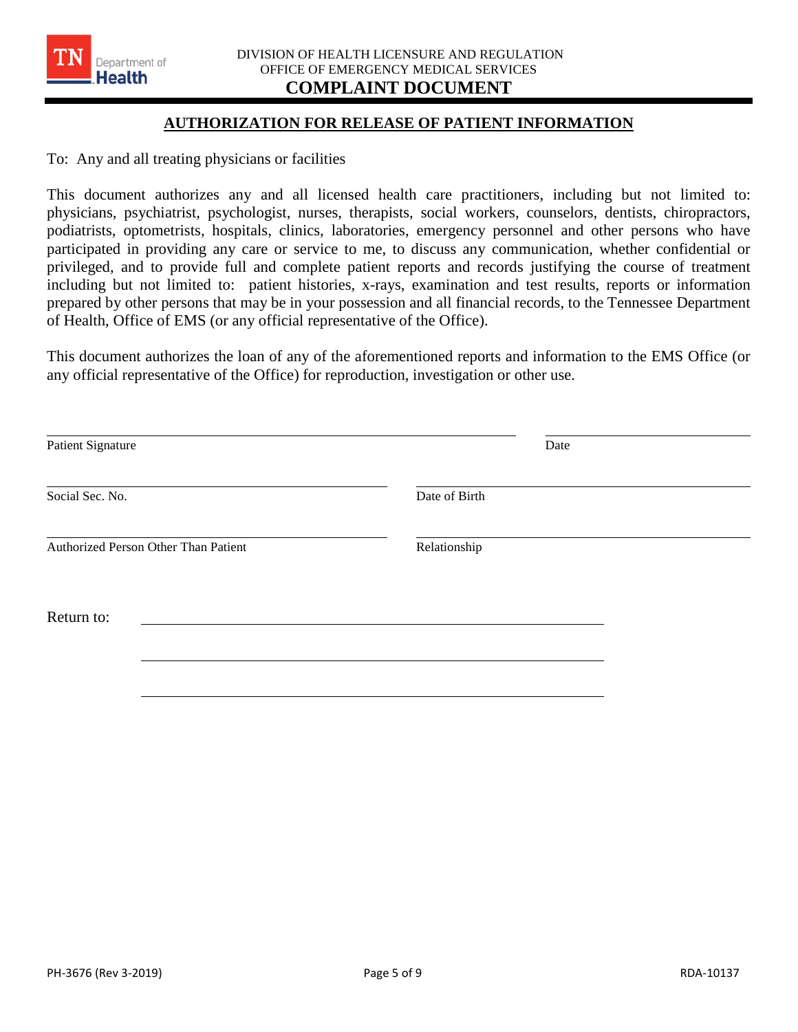DIVISION OF HEALTH LICENSURE AND REGULATION
OFFICE OF EMERGENCY MEDICAL SERVICES

# COMPLAINT DOCUMENT

## AUTHORIZATION FOR RELEASE OF PATIENT INFORMATION

To: Any and all treating physicians or facilities

This document authorizes any and all licensed health care practitioners, including but not limited to: physicians, psychiatrist, psychologist, nurses, therapists, social workers, counselors, dentists, chiropractors, podiatrists, optometrists, hospitals, clinics, laboratories, emergency personnel and other persons who have participated in providing any care or service to me, to discuss any communication, whether confidential or privileged, and to provide full and complete patient reports and records justifying the course of treatment including but not limited to: patient histories, x-rays, examination and test results, reports or information prepared by other persons that may be in your possession and all financial records, to the Tennessee Department of Health, Office of EMS (or any official representative of the Office).

This document authorizes the loan of any of the aforementioned reports and information to the EMS Office (or any official representative of the Office) for reproduction, investigation or other use.

______________________________ Patient Signature

______________________________ Date

______________________________ Social Sec. No.

______________________________ Date of Birth

______________________________ Authorized Person Other Than Patient

______________________________ Relationship

Return to: ______________________________

______________________________

______________________________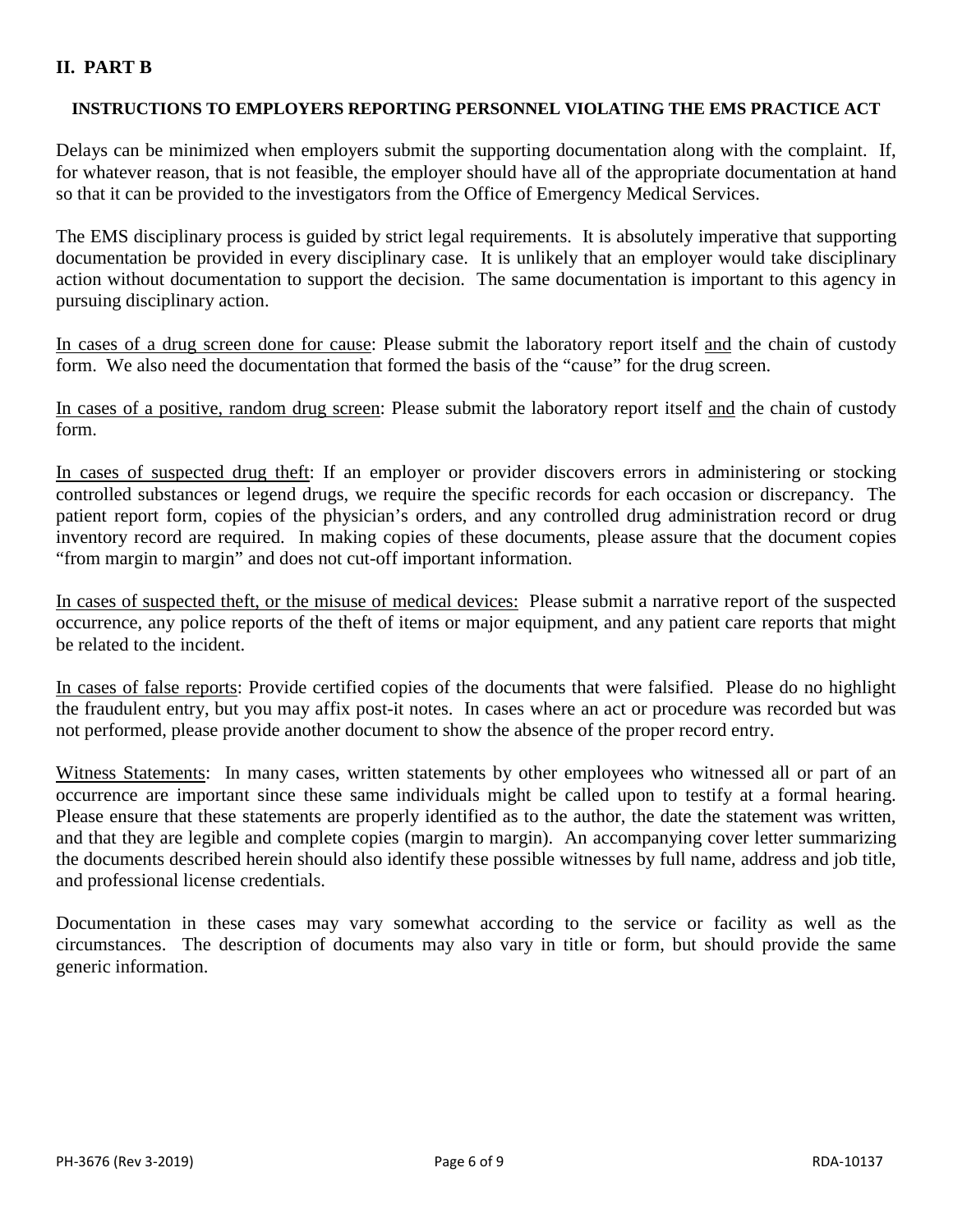## II. PART B

### INSTRUCTIONS TO EMPLOYERS REPORTING PERSONNEL VIOLATING THE EMS PRACTICE ACT

Delays can be minimized when employers submit the supporting documentation along with the complaint. If, for whatever reason, that is not feasible, the employer should have all of the appropriate documentation at hand so that it can be provided to the investigators from the Office of Emergency Medical Services.

The EMS disciplinary process is guided by strict legal requirements. It is absolutely imperative that supporting documentation be provided in every disciplinary case. It is unlikely that an employer would take disciplinary action without documentation to support the decision. The same documentation is important to this agency in pursuing disciplinary action.

In cases of a drug screen done for cause: Please submit the laboratory report itself and the chain of custody form. We also need the documentation that formed the basis of the "cause" for the drug screen.

In cases of a positive, random drug screen: Please submit the laboratory report itself and the chain of custody form.

In cases of suspected drug theft: If an employer or provider discovers errors in administering or stocking controlled substances or legend drugs, we require the specific records for each occasion or discrepancy. The patient report form, copies of the physician's orders, and any controlled drug administration record or drug inventory record are required. In making copies of these documents, please assure that the document copies "from margin to margin" and does not cut-off important information.

In cases of suspected theft, or the misuse of medical devices: Please submit a narrative report of the suspected occurrence, any police reports of the theft of items or major equipment, and any patient care reports that might be related to the incident.

In cases of false reports: Provide certified copies of the documents that were falsified. Please do no highlight the fraudulent entry, but you may affix post-it notes. In cases where an act or procedure was recorded but was not performed, please provide another document to show the absence of the proper record entry.

Witness Statements: In many cases, written statements by other employees who witnessed all or part of an occurrence are important since these same individuals might be called upon to testify at a formal hearing. Please ensure that these statements are properly identified as to the author, the date the statement was written, and that they are legible and complete copies (margin to margin). An accompanying cover letter summarizing the documents described herein should also identify these possible witnesses by full name, address and job title, and professional license credentials.

Documentation in these cases may vary somewhat according to the service or facility as well as the circumstances. The description of documents may also vary in title or form, but should provide the same generic information.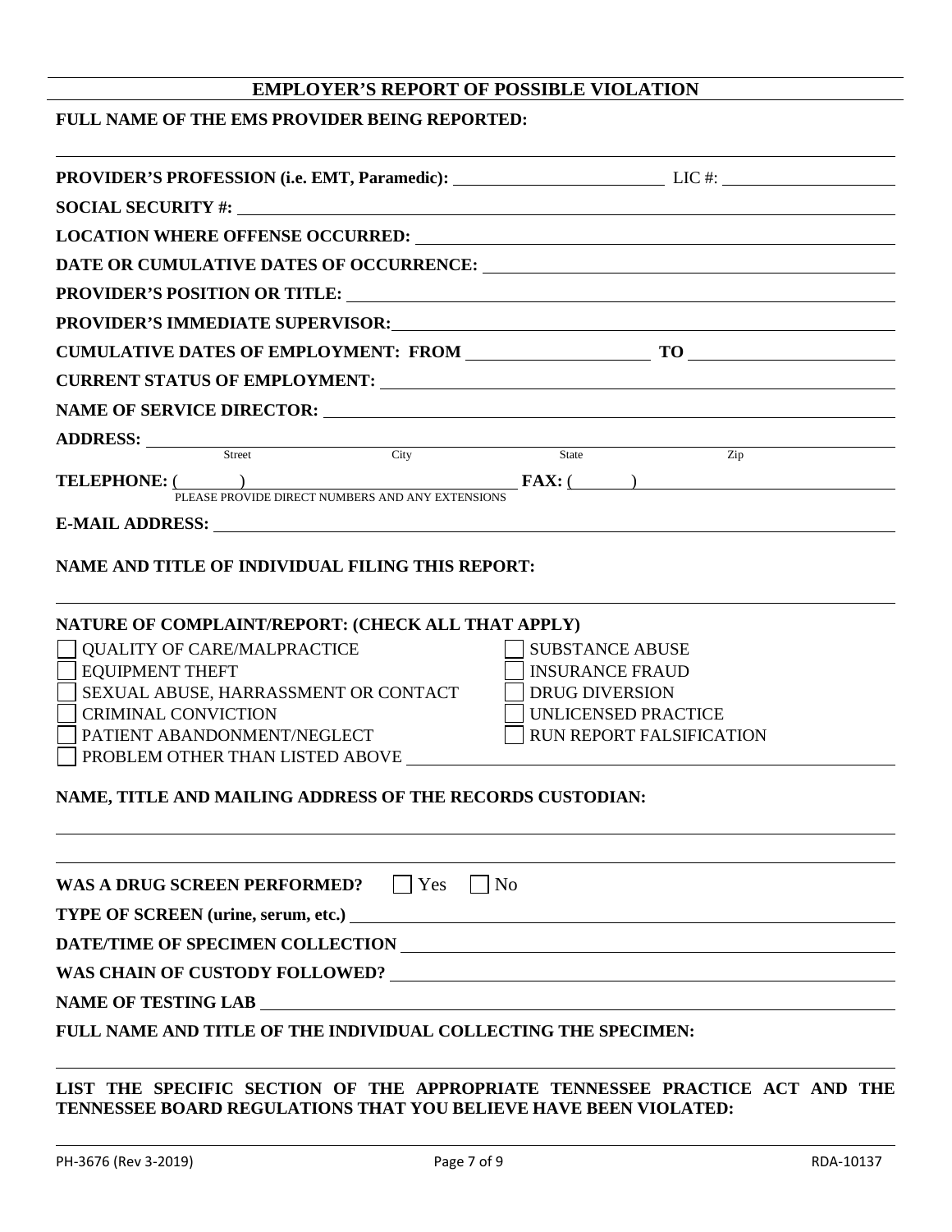## EMPLOYER'S REPORT OF POSSIBLE VIOLATION

**FULL NAME OF THE EMS PROVIDER BEING REPORTED:**

______________________________________________________________________

**PROVIDER'S PROFESSION (i.e. EMT, Paramedic):** ____________________ LIC #: ____________________

**SOCIAL SECURITY #:** ______________________________________________

**LOCATION WHERE OFFENSE OCCURRED:** ______________________________________________

**DATE OR CUMULATIVE DATES OF OCCURRENCE:** ______________________________________________

**PROVIDER'S POSITION OR TITLE:** ______________________________________________

**PROVIDER'S IMMEDIATE SUPERVISOR:** ______________________________________________

**CUMULATIVE DATES OF EMPLOYMENT: FROM** ____________________ **TO** ____________________

**CURRENT STATUS OF EMPLOYMENT:** ______________________________________________

**NAME OF SERVICE DIRECTOR:** ______________________________________________

**ADDRESS:** ____________________ ____________________ ____________________ ____________________
Street City State Zip

**TELEPHONE:** (______) ____________________ **FAX:** (______) ____________________
PLEASE PROVIDE DIRECT NUMBERS AND ANY EXTENSIONS

**E-MAIL ADDRESS:** ______________________________________________

**NAME AND TITLE OF INDIVIDUAL FILING THIS REPORT:**

______________________________________________________________________

**NATURE OF COMPLAINT/REPORT: (CHECK ALL THAT APPLY)**

- ☐ QUALITY OF CARE/MALPRACTICE
- ☐ EQUIPMENT THEFT
- ☐ SEXUAL ABUSE, HARRASSMENT OR CONTACT
- ☐ CRIMINAL CONVICTION
- ☐ PATIENT ABANDONMENT/NEGLECT
- ☐ SUBSTANCE ABUSE
- ☐ INSURANCE FRAUD
- ☐ DRUG DIVERSION
- ☐ UNLICENSED PRACTICE
- ☐ RUN REPORT FALSIFICATION
- ☐ PROBLEM OTHER THAN LISTED ABOVE ______________________________________________

**NAME, TITLE AND MAILING ADDRESS OF THE RECORDS CUSTODIAN:**

______________________________________________________________________

______________________________________________________________________

**WAS A DRUG SCREEN PERFORMED?** ☐ Yes ☐ No

**TYPE OF SCREEN (urine, serum, etc.)** ______________________________________________

**DATE/TIME OF SPECIMEN COLLECTION** ______________________________________________

**WAS CHAIN OF CUSTODY FOLLOWED?** ______________________________________________

**NAME OF TESTING LAB** ______________________________________________

**FULL NAME AND TITLE OF THE INDIVIDUAL COLLECTING THE SPECIMEN:**

______________________________________________________________________

**LIST THE SPECIFIC SECTION OF THE APPROPRIATE TENNESSEE PRACTICE ACT AND THE TENNESSEE BOARD REGULATIONS THAT YOU BELIEVE HAVE BEEN VIOLATED:**

______________________________________________________________________

PH-3676 (Rev 3-2019) RDA-10137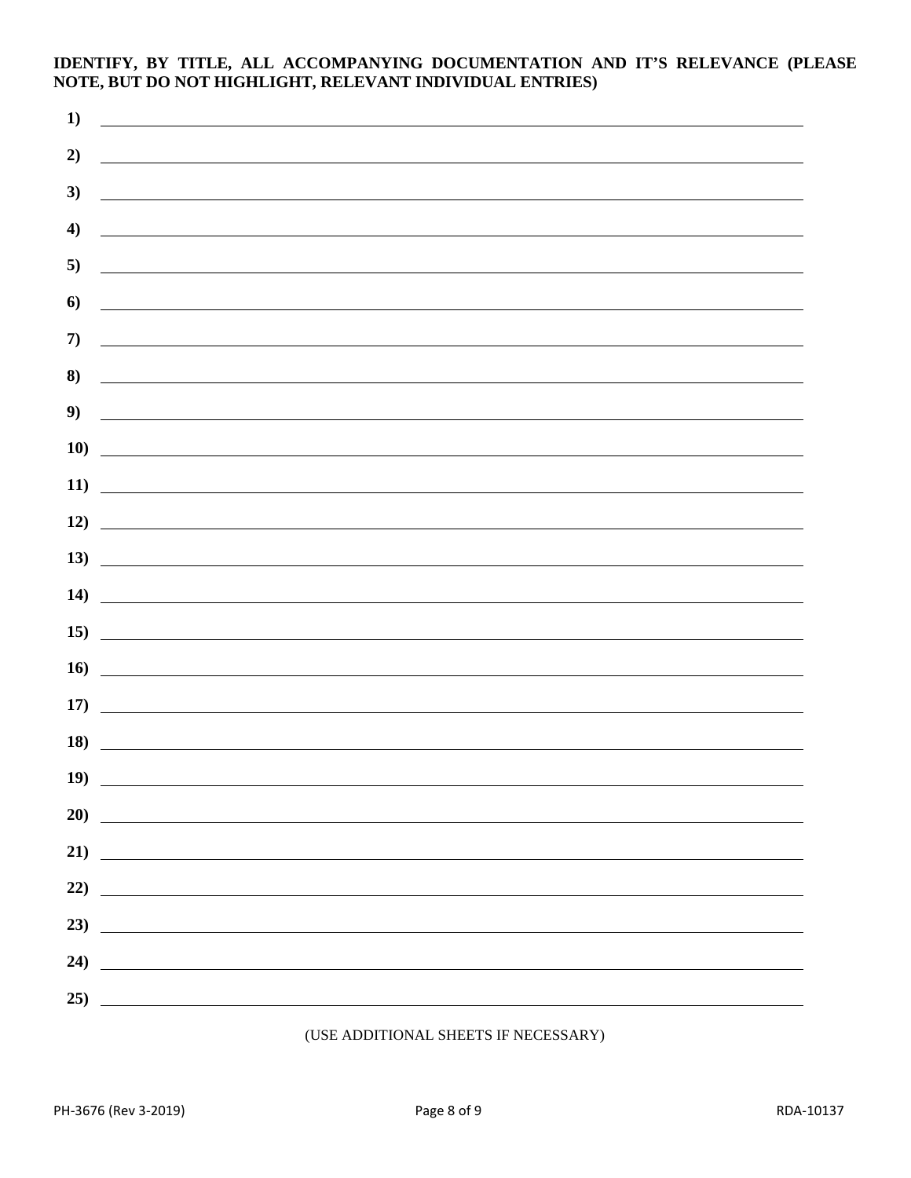**IDENTIFY, BY TITLE, ALL ACCOMPANYING DOCUMENTATION AND IT'S RELEVANCE (PLEASE NOTE, BUT DO NOT HIGHLIGHT, RELEVANT INDIVIDUAL ENTRIES)**

**1)** ______________________________________________________________________

**2)** ______________________________________________________________________

**3)** ______________________________________________________________________

**4)** ______________________________________________________________________

**5)** ______________________________________________________________________

**6)** ______________________________________________________________________

**7)** ______________________________________________________________________

**8)** ______________________________________________________________________

**9)** ______________________________________________________________________

**10)** _____________________________________________________________________

**11)** _____________________________________________________________________

**12)** _____________________________________________________________________

**13)** _____________________________________________________________________

**14)** _____________________________________________________________________

**15)** _____________________________________________________________________

**16)** _____________________________________________________________________

**17)** _____________________________________________________________________

**18)** _____________________________________________________________________

**19)** _____________________________________________________________________

**20)** _____________________________________________________________________

**21)** _____________________________________________________________________

**22)** _____________________________________________________________________

**23)** _____________________________________________________________________

**24)** _____________________________________________________________________

**25)** _____________________________________________________________________

(USE ADDITIONAL SHEETS IF NECESSARY)

PH-3676 (Rev 3-2019) RDA-10137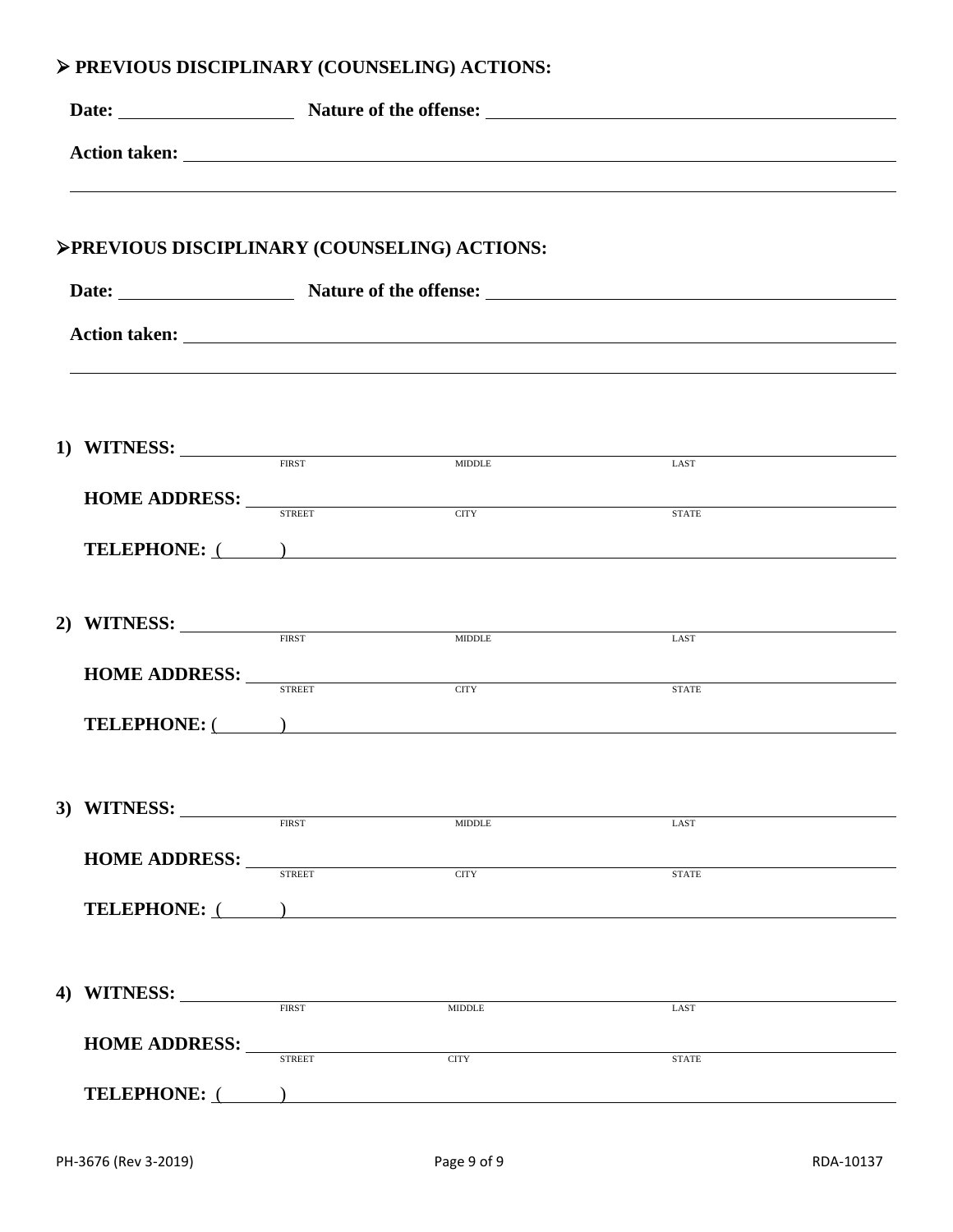- **PREVIOUS DISCIPLINARY (COUNSELING) ACTIONS:**

**Date:** ____________________ **Nature of the offense:** ____________________________________________

**Action taken:** ________________________________________________________________________________

__________________________________________________________________________________________________

- **PREVIOUS DISCIPLINARY (COUNSELING) ACTIONS:**

**Date:** ____________________ **Nature of the offense:** ____________________________________________

**Action taken:** ________________________________________________________________________________

__________________________________________________________________________________________________

**1) WITNESS:** ______________________________________________________________________
FIRST MIDDLE LAST

**HOME ADDRESS:** ______________________________________________________________________
STREET CITY STATE

**TELEPHONE:** (       ) ______________________________________________________________________

**2) WITNESS:** ______________________________________________________________________
FIRST MIDDLE LAST

**HOME ADDRESS:** ______________________________________________________________________
STREET CITY STATE

**TELEPHONE:** (       ) ______________________________________________________________________

**3) WITNESS:** ______________________________________________________________________
FIRST MIDDLE LAST

**HOME ADDRESS:** ______________________________________________________________________
STREET CITY STATE

**TELEPHONE:** (       ) ______________________________________________________________________

**4) WITNESS:** ______________________________________________________________________
FIRST MIDDLE LAST

**HOME ADDRESS:** ______________________________________________________________________
STREET CITY STATE

**TELEPHONE:** (       ) ______________________________________________________________________

PH-3676 (Rev 3-2019) RDA-10137